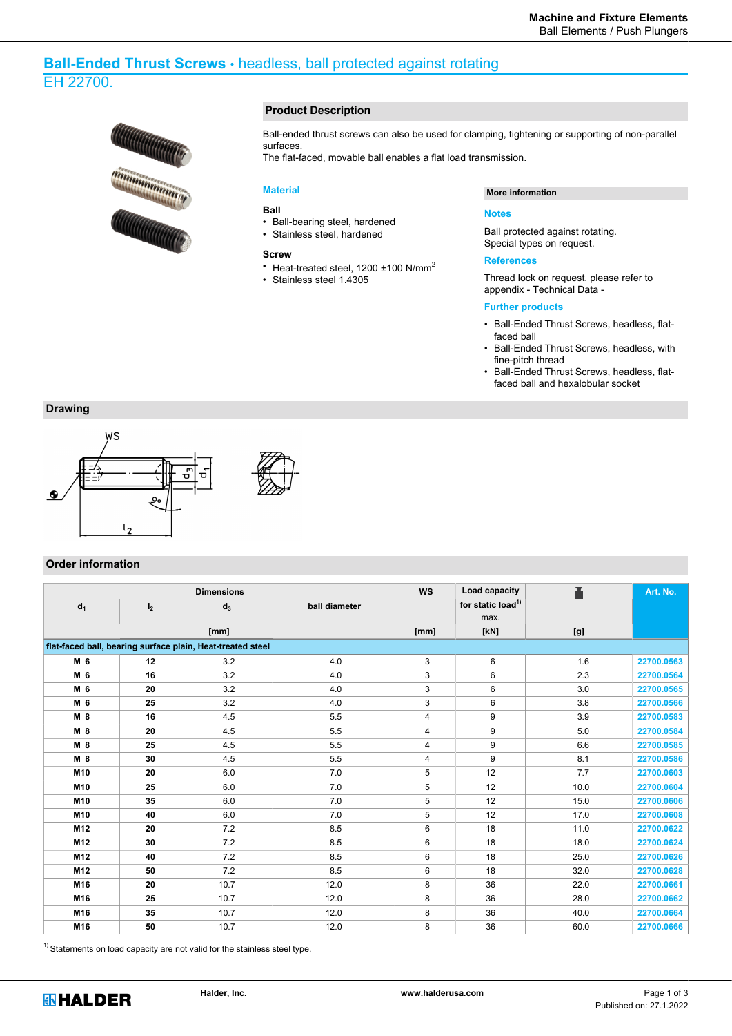# Ball-Ended Thrust Screws • headless, ball protected against rotating

EH 22700.

## Product Description

Ball-ended thrust screws can also be used for clamping, tightening or supporting of non-parallel surfaces.
The flat-faced, movable ball enables a flat load transmission.

### Material

**Ball**

- Ball-bearing steel, hardened
- Stainless steel, hardened

**Screw**

- Heat-treated steel, 1200 ±100 N/mm$^2$
- Stainless steel 1.4305

### More information

**Notes**

Ball protected against rotating.
Special types on request.

**References**

Thread lock on request, please refer to appendix - Technical Data -

**Further products**

- Ball-Ended Thrust Screws, headless, flat-faced ball
- Ball-Ended Thrust Screws, headless, with fine-pitch thread
- Ball-Ended Thrust Screws, headless, flat-faced ball and hexalobular socket

## Drawing

WS

$d_3$ $d_1$

90°

$l_2$

## Order information

| $d_1$ | $l_2$ | $d_3$ | ball diameter | WS | Load capacity for static load[1] max. | Weight | Art. No. |
|---|---|---|---|---|---|---|---|
| | | [mm] | | [mm] | [kN] | [g] | |
| **flat-faced ball, bearing surface plain, Heat-treated steel** | | | | | | | |
| **M 6** | **12** | 3.2 | 4.0 | 3 | 6 | 1.6 | 22700.0563 |
| **M 6** | **16** | 3.2 | 4.0 | 3 | 6 | 2.3 | 22700.0564 |
| **M 6** | **20** | 3.2 | 4.0 | 3 | 6 | 3.0 | 22700.0565 |
| **M 6** | **25** | 3.2 | 4.0 | 3 | 6 | 3.8 | 22700.0566 |
| **M 8** | **16** | 4.5 | 5.5 | 4 | 9 | 3.9 | 22700.0583 |
| **M 8** | **20** | 4.5 | 5.5 | 4 | 9 | 5.0 | 22700.0584 |
| **M 8** | **25** | 4.5 | 5.5 | 4 | 9 | 6.6 | 22700.0585 |
| **M 8** | **30** | 4.5 | 5.5 | 4 | 9 | 8.1 | 22700.0586 |
| **M10** | **20** | 6.0 | 7.0 | 5 | 12 | 7.7 | 22700.0603 |
| **M10** | **25** | 6.0 | 7.0 | 5 | 12 | 10.0 | 22700.0604 |
| **M10** | **35** | 6.0 | 7.0 | 5 | 12 | 15.0 | 22700.0606 |
| **M10** | **40** | 6.0 | 7.0 | 5 | 12 | 17.0 | 22700.0608 |
| **M12** | **20** | 7.2 | 8.5 | 6 | 18 | 11.0 | 22700.0622 |
| **M12** | **30** | 7.2 | 8.5 | 6 | 18 | 18.0 | 22700.0624 |
| **M12** | **40** | 7.2 | 8.5 | 6 | 18 | 25.0 | 22700.0626 |
| **M12** | **50** | 7.2 | 8.5 | 6 | 18 | 32.0 | 22700.0628 |
| **M16** | **20** | 10.7 | 12.0 | 8 | 36 | 22.0 | 22700.0661 |
| **M16** | **25** | 10.7 | 12.0 | 8 | 36 | 28.0 | 22700.0662 |
| **M16** | **35** | 10.7 | 12.0 | 8 | 36 | 40.0 | 22700.0664 |
| **M16** | **50** | 10.7 | 12.0 | 8 | 36 | 60.0 | 22700.0666 |

[1] Statements on load capacity are not valid for the stainless steel type.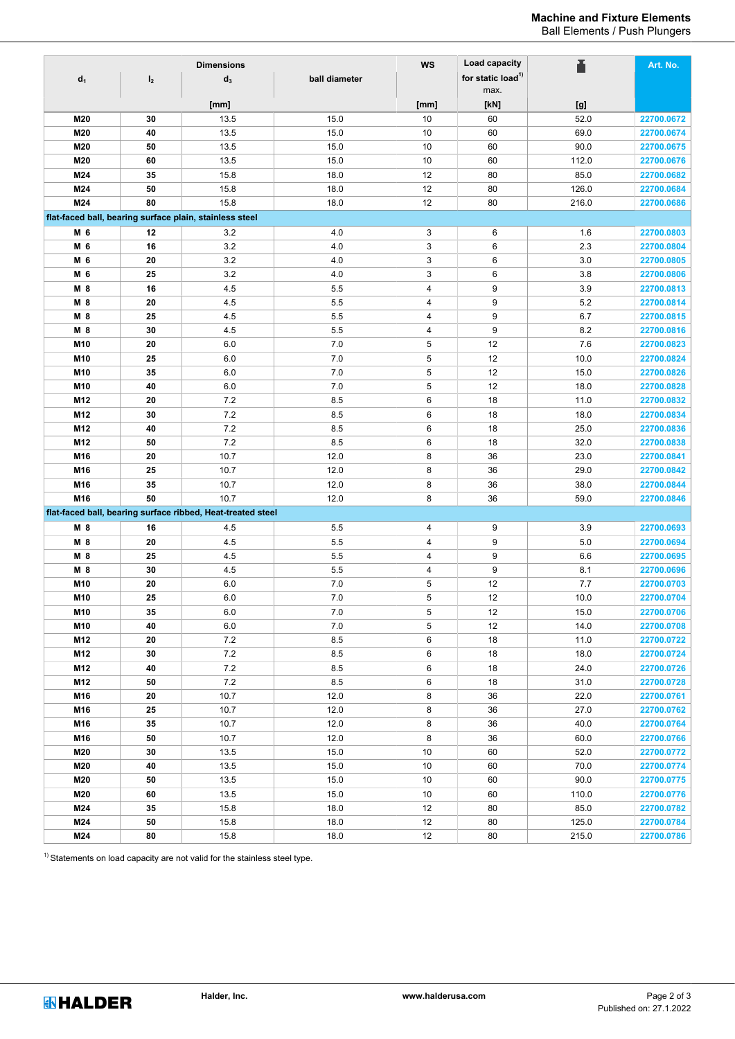| Dimensions | | | | WS | Load capacity for static load[1] max. | Weight | Art. No. |
|---|---|---|---|---|---|---|---|
| $d_1$ | $l_2$ | $d_3$ | ball diameter | | | | |
| | | [mm] | | [mm] | [kN] | [g] | |
| M20 | 30 | 13.5 | 15.0 | 10 | 60 | 52.0 | 22700.0672 |
| M20 | 40 | 13.5 | 15.0 | 10 | 60 | 69.0 | 22700.0674 |
| M20 | 50 | 13.5 | 15.0 | 10 | 60 | 90.0 | 22700.0675 |
| M20 | 60 | 13.5 | 15.0 | 10 | 60 | 112.0 | 22700.0676 |
| M24 | 35 | 15.8 | 18.0 | 12 | 80 | 85.0 | 22700.0682 |
| M24 | 50 | 15.8 | 18.0 | 12 | 80 | 126.0 | 22700.0684 |
| M24 | 80 | 15.8 | 18.0 | 12 | 80 | 216.0 | 22700.0686 |
| **flat-faced ball, bearing surface plain, stainless steel** | | | | | | | |
| M 6 | 12 | 3.2 | 4.0 | 3 | 6 | 1.6 | 22700.0803 |
| M 6 | 16 | 3.2 | 4.0 | 3 | 6 | 2.3 | 22700.0804 |
| M 6 | 20 | 3.2 | 4.0 | 3 | 6 | 3.0 | 22700.0805 |
| M 6 | 25 | 3.2 | 4.0 | 3 | 6 | 3.8 | 22700.0806 |
| M 8 | 16 | 4.5 | 5.5 | 4 | 9 | 3.9 | 22700.0813 |
| M 8 | 20 | 4.5 | 5.5 | 4 | 9 | 5.2 | 22700.0814 |
| M 8 | 25 | 4.5 | 5.5 | 4 | 9 | 6.7 | 22700.0815 |
| M 8 | 30 | 4.5 | 5.5 | 4 | 9 | 8.2 | 22700.0816 |
| M10 | 20 | 6.0 | 7.0 | 5 | 12 | 7.6 | 22700.0823 |
| M10 | 25 | 6.0 | 7.0 | 5 | 12 | 10.0 | 22700.0824 |
| M10 | 35 | 6.0 | 7.0 | 5 | 12 | 15.0 | 22700.0826 |
| M10 | 40 | 6.0 | 7.0 | 5 | 12 | 18.0 | 22700.0828 |
| M12 | 20 | 7.2 | 8.5 | 6 | 18 | 11.0 | 22700.0832 |
| M12 | 30 | 7.2 | 8.5 | 6 | 18 | 18.0 | 22700.0834 |
| M12 | 40 | 7.2 | 8.5 | 6 | 18 | 25.0 | 22700.0836 |
| M12 | 50 | 7.2 | 8.5 | 6 | 18 | 32.0 | 22700.0838 |
| M16 | 20 | 10.7 | 12.0 | 8 | 36 | 23.0 | 22700.0841 |
| M16 | 25 | 10.7 | 12.0 | 8 | 36 | 29.0 | 22700.0842 |
| M16 | 35 | 10.7 | 12.0 | 8 | 36 | 38.0 | 22700.0844 |
| M16 | 50 | 10.7 | 12.0 | 8 | 36 | 59.0 | 22700.0846 |
| **flat-faced ball, bearing surface ribbed, Heat-treated steel** | | | | | | | |
| M 8 | 16 | 4.5 | 5.5 | 4 | 9 | 3.9 | 22700.0693 |
| M 8 | 20 | 4.5 | 5.5 | 4 | 9 | 5.0 | 22700.0694 |
| M 8 | 25 | 4.5 | 5.5 | 4 | 9 | 6.6 | 22700.0695 |
| M 8 | 30 | 4.5 | 5.5 | 4 | 9 | 8.1 | 22700.0696 |
| M10 | 20 | 6.0 | 7.0 | 5 | 12 | 7.7 | 22700.0703 |
| M10 | 25 | 6.0 | 7.0 | 5 | 12 | 10.0 | 22700.0704 |
| M10 | 35 | 6.0 | 7.0 | 5 | 12 | 15.0 | 22700.0706 |
| M10 | 40 | 6.0 | 7.0 | 5 | 12 | 14.0 | 22700.0708 |
| M12 | 20 | 7.2 | 8.5 | 6 | 18 | 11.0 | 22700.0722 |
| M12 | 30 | 7.2 | 8.5 | 6 | 18 | 18.0 | 22700.0724 |
| M12 | 40 | 7.2 | 8.5 | 6 | 18 | 24.0 | 22700.0726 |
| M12 | 50 | 7.2 | 8.5 | 6 | 18 | 31.0 | 22700.0728 |
| M16 | 20 | 10.7 | 12.0 | 8 | 36 | 22.0 | 22700.0761 |
| M16 | 25 | 10.7 | 12.0 | 8 | 36 | 27.0 | 22700.0762 |
| M16 | 35 | 10.7 | 12.0 | 8 | 36 | 40.0 | 22700.0764 |
| M16 | 50 | 10.7 | 12.0 | 8 | 36 | 60.0 | 22700.0766 |
| M20 | 30 | 13.5 | 15.0 | 10 | 60 | 52.0 | 22700.0772 |
| M20 | 40 | 13.5 | 15.0 | 10 | 60 | 70.0 | 22700.0774 |
| M20 | 50 | 13.5 | 15.0 | 10 | 60 | 90.0 | 22700.0775 |
| M20 | 60 | 13.5 | 15.0 | 10 | 60 | 110.0 | 22700.0776 |
| M24 | 35 | 15.8 | 18.0 | 12 | 80 | 85.0 | 22700.0782 |
| M24 | 50 | 15.8 | 18.0 | 12 | 80 | 125.0 | 22700.0784 |
| M24 | 80 | 15.8 | 18.0 | 12 | 80 | 215.0 | 22700.0786 |

[1] Statements on load capacity are not valid for the stainless steel type.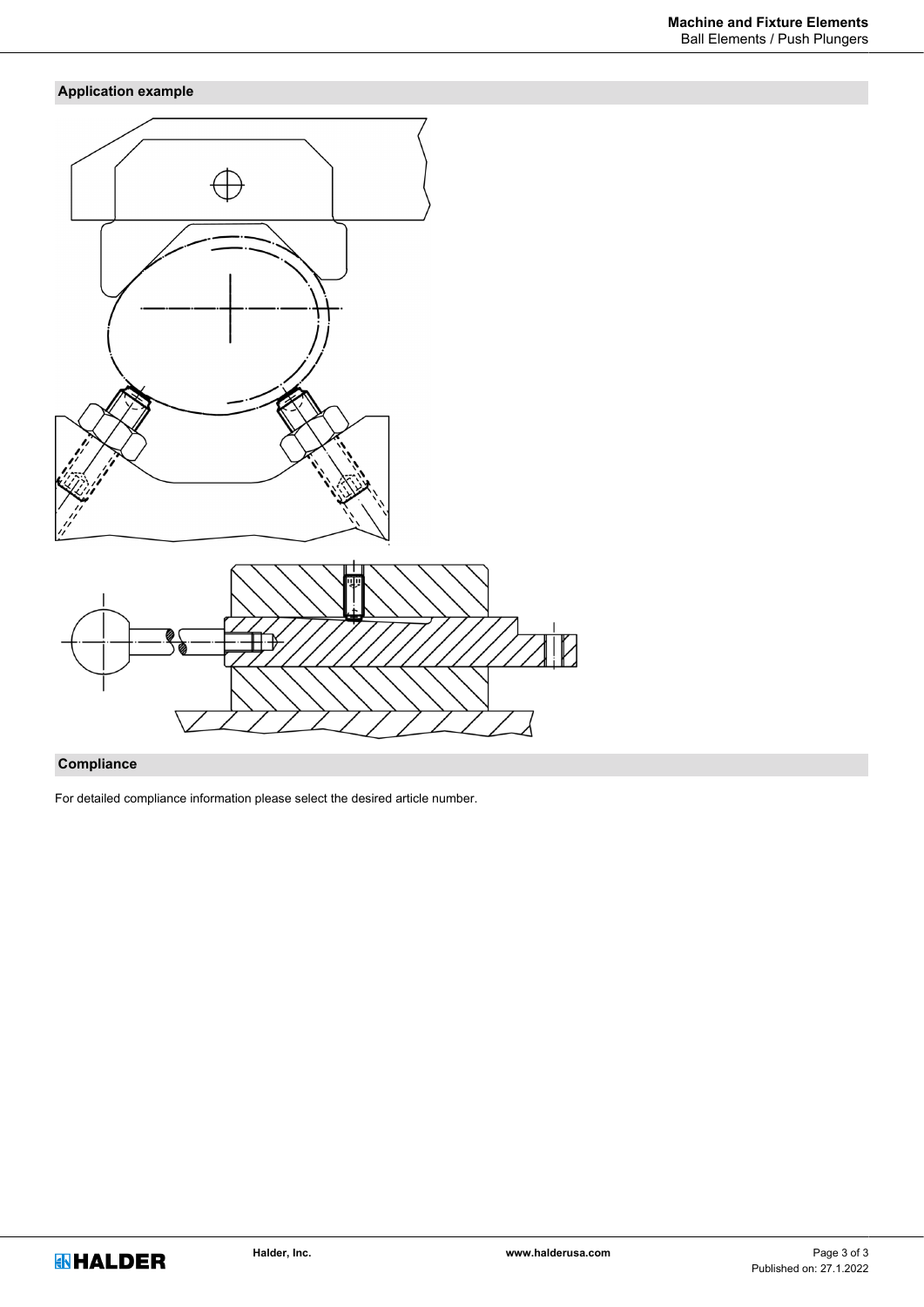## Application example

## Compliance

For detailed compliance information please select the desired article number.